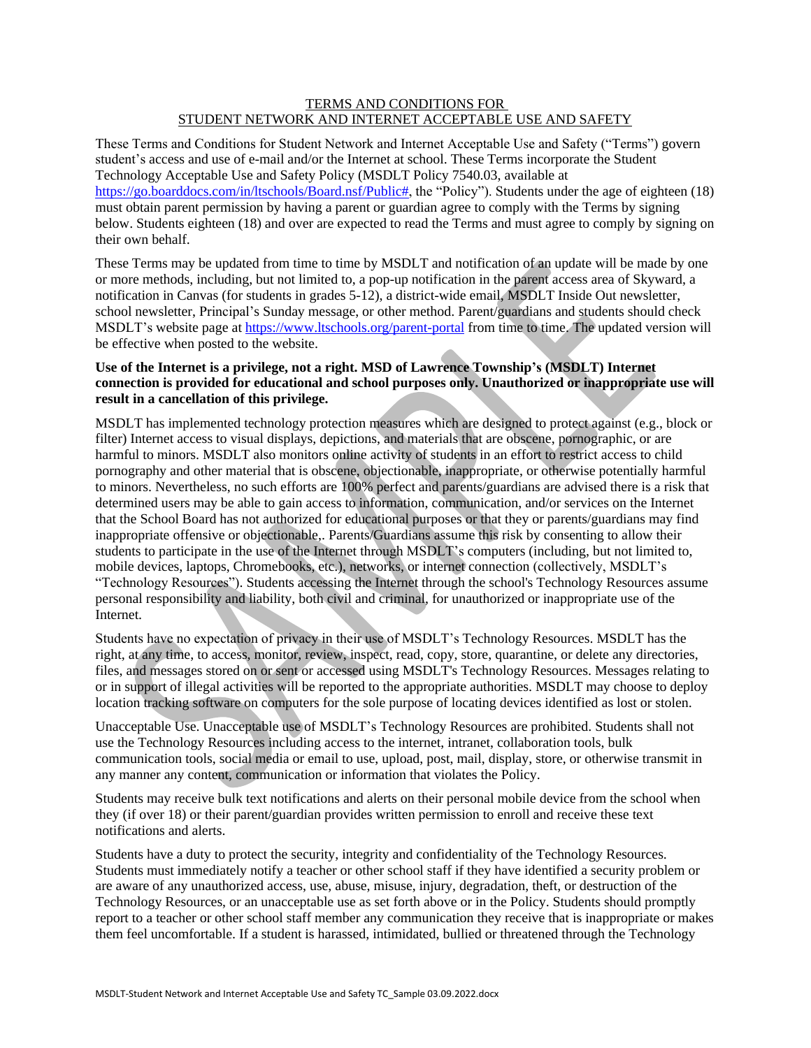# TERMS AND CONDITIONS FOR STUDENT NETWORK AND INTERNET ACCEPTABLE USE AND SAFETY

These Terms and Conditions for Student Network and Internet Acceptable Use and Safety ("Terms") govern student's access and use of e-mail and/or the Internet at school. These Terms incorporate the Student Technology Acceptable Use and Safety Policy (MSDLT Policy 7540.03, available at https://go.boarddocs.com/in/ltschools/Board.nsf/Public#, the "Policy"). Students under the age of eighteen (18) must obtain parent permission by having a parent or guardian agree to comply with the Terms by signing below. Students eighteen (18) and over are expected to read the Terms and must agree to comply by signing on their own behalf.

These Terms may be updated from time to time by MSDLT and notification of an update will be made by one or more methods, including, but not limited to, a pop-up notification in the parent access area of Skyward, a notification in Canvas (for students in grades 5-12), a district-wide email, MSDLT Inside Out newsletter, school newsletter, Principal's Sunday message, or other method. Parent/guardians and students should check MSDLT's website page at https://www.ltschools.org/parent-portal from time to time. The updated version will be effective when posted to the website.

**Use of the Internet is a privilege, not a right. MSD of Lawrence Township's (MSDLT) Internet connection is provided for educational and school purposes only. Unauthorized or inappropriate use will result in a cancellation of this privilege.**

MSDLT has implemented technology protection measures which are designed to protect against (e.g., block or filter) Internet access to visual displays, depictions, and materials that are obscene, pornographic, or are harmful to minors. MSDLT also monitors online activity of students in an effort to restrict access to child pornography and other material that is obscene, objectionable, inappropriate, or otherwise potentially harmful to minors. Nevertheless, no such efforts are 100% perfect and parents/guardians are advised there is a risk that determined users may be able to gain access to information, communication, and/or services on the Internet that the School Board has not authorized for educational purposes or that they or parents/guardians may find inappropriate offensive or objectionable,. Parents/Guardians assume this risk by consenting to allow their students to participate in the use of the Internet through MSDLT's computers (including, but not limited to, mobile devices, laptops, Chromebooks, etc.), networks, or internet connection (collectively, MSDLT's "Technology Resources"). Students accessing the Internet through the school's Technology Resources assume personal responsibility and liability, both civil and criminal, for unauthorized or inappropriate use of the Internet.

Students have no expectation of privacy in their use of MSDLT's Technology Resources. MSDLT has the right, at any time, to access, monitor, review, inspect, read, copy, store, quarantine, or delete any directories, files, and messages stored on or sent or accessed using MSDLT's Technology Resources. Messages relating to or in support of illegal activities will be reported to the appropriate authorities. MSDLT may choose to deploy location tracking software on computers for the sole purpose of locating devices identified as lost or stolen.

Unacceptable Use. Unacceptable use of MSDLT's Technology Resources are prohibited. Students shall not use the Technology Resources including access to the internet, intranet, collaboration tools, bulk communication tools, social media or email to use, upload, post, mail, display, store, or otherwise transmit in any manner any content, communication or information that violates the Policy.

Students may receive bulk text notifications and alerts on their personal mobile device from the school when they (if over 18) or their parent/guardian provides written permission to enroll and receive these text notifications and alerts.

Students have a duty to protect the security, integrity and confidentiality of the Technology Resources. Students must immediately notify a teacher or other school staff if they have identified a security problem or are aware of any unauthorized access, use, abuse, misuse, injury, degradation, theft, or destruction of the Technology Resources, or an unacceptable use as set forth above or in the Policy. Students should promptly report to a teacher or other school staff member any communication they receive that is inappropriate or makes them feel uncomfortable. If a student is harassed, intimidated, bullied or threatened through the Technology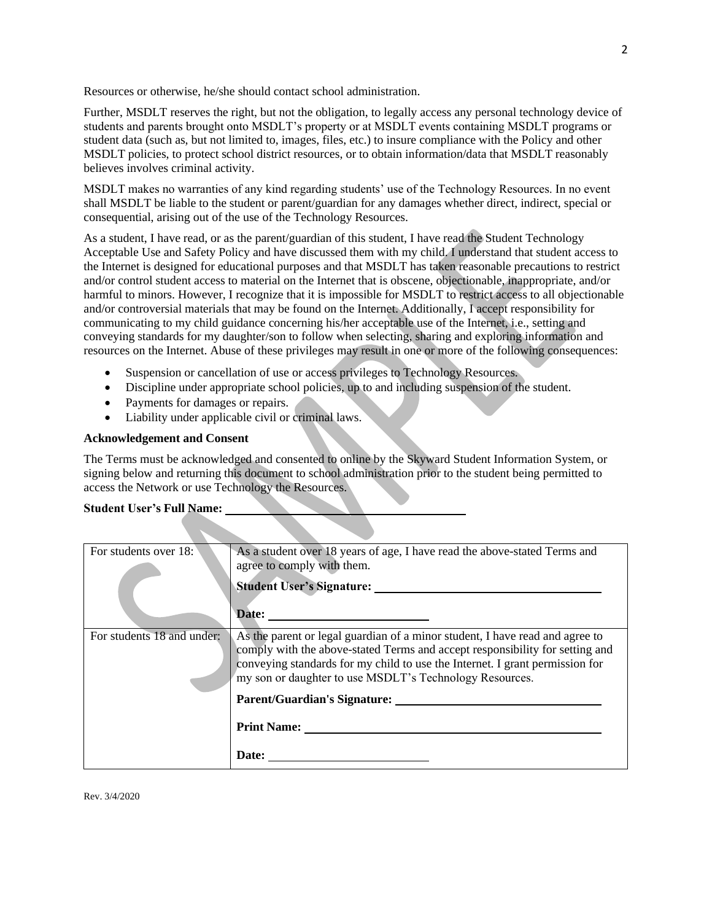Resources or otherwise, he/she should contact school administration.

Further, MSDLT reserves the right, but not the obligation, to legally access any personal technology device of students and parents brought onto MSDLT's property or at MSDLT events containing MSDLT programs or student data (such as, but not limited to, images, files, etc.) to insure compliance with the Policy and other MSDLT policies, to protect school district resources, or to obtain information/data that MSDLT reasonably believes involves criminal activity.

MSDLT makes no warranties of any kind regarding students' use of the Technology Resources. In no event shall MSDLT be liable to the student or parent/guardian for any damages whether direct, indirect, special or consequential, arising out of the use of the Technology Resources.

As a student, I have read, or as the parent/guardian of this student, I have read the Student Technology Acceptable Use and Safety Policy and have discussed them with my child. I understand that student access to the Internet is designed for educational purposes and that MSDLT has taken reasonable precautions to restrict and/or control student access to material on the Internet that is obscene, objectionable, inappropriate, and/or harmful to minors. However, I recognize that it is impossible for MSDLT to restrict access to all objectionable and/or controversial materials that may be found on the Internet. Additionally, I accept responsibility for communicating to my child guidance concerning his/her acceptable use of the Internet, i.e., setting and conveying standards for my daughter/son to follow when selecting, sharing and exploring information and resources on the Internet. Abuse of these privileges may result in one or more of the following consequences:

- Suspension or cancellation of use or access privileges to Technology Resources.
- Discipline under appropriate school policies, up to and including suspension of the student.
- Payments for damages or repairs.
- Liability under applicable civil or criminal laws.

**Acknowledgement and Consent**

The Terms must be acknowledged and consented to online by the Skyward Student Information System, or signing below and returning this document to school administration prior to the student being permitted to access the Network or use Technology the Resources.

**Student User's Full Name:** ______________________________

| | |
|---|---|
| For students over 18: | As a student over 18 years of age, I have read the above-stated Terms and agree to comply with them.<br><br>**Student User's Signature:** ______________________________<br><br>**Date:** ____________________ |
| For students 18 and under: | As the parent or legal guardian of a minor student, I have read and agree to comply with the above-stated Terms and accept responsibility for setting and conveying standards for my child to use the Internet. I grant permission for my son or daughter to use MSDLT's Technology Resources.<br><br>**Parent/Guardian's Signature:** ______________________________<br><br>**Print Name:** ______________________________<br><br>**Date:** ____________________ |

Rev. 3/4/2020